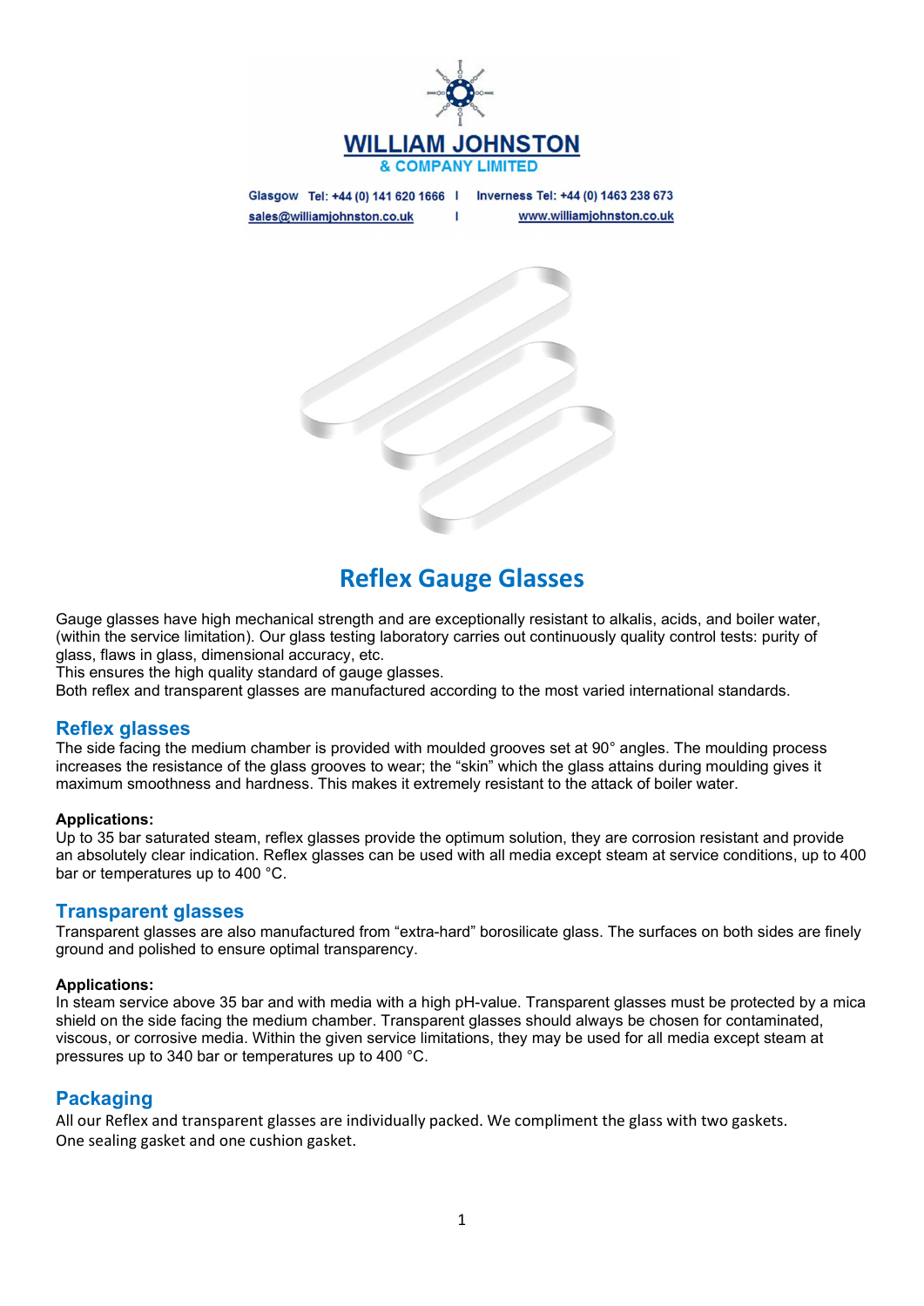# WILLIAM JOHNSTON
## & COMPANY LIMITED

Glasgow Tel: +44 (0) 141 620 1666 | Inverness Tel: +44 (0) 1463 238 673
sales@williamjohnston.co.uk | www.williamjohnston.co.uk

# Reflex Gauge Glasses

Gauge glasses have high mechanical strength and are exceptionally resistant to alkalis, acids, and boiler water, (within the service limitation). Our glass testing laboratory carries out continuously quality control tests: purity of glass, flaws in glass, dimensional accuracy, etc.
This ensures the high quality standard of gauge glasses.
Both reflex and transparent glasses are manufactured according to the most varied international standards.

## Reflex glasses

The side facing the medium chamber is provided with moulded grooves set at 90° angles. The moulding process increases the resistance of the glass grooves to wear; the "skin" which the glass attains during moulding gives it maximum smoothness and hardness. This makes it extremely resistant to the attack of boiler water.

**Applications:**
Up to 35 bar saturated steam, reflex glasses provide the optimum solution, they are corrosion resistant and provide an absolutely clear indication. Reflex glasses can be used with all media except steam at service conditions, up to 400 bar or temperatures up to 400 °C.

## Transparent glasses

Transparent glasses are also manufactured from "extra-hard" borosilicate glass. The surfaces on both sides are finely ground and polished to ensure optimal transparency.

**Applications:**
In steam service above 35 bar and with media with a high pH-value. Transparent glasses must be protected by a mica shield on the side facing the medium chamber. Transparent glasses should always be chosen for contaminated, viscous, or corrosive media. Within the given service limitations, they may be used for all media except steam at pressures up to 340 bar or temperatures up to 400 °C.

## Packaging

All our Reflex and transparent glasses are individually packed. We compliment the glass with two gaskets.
One sealing gasket and one cushion gasket.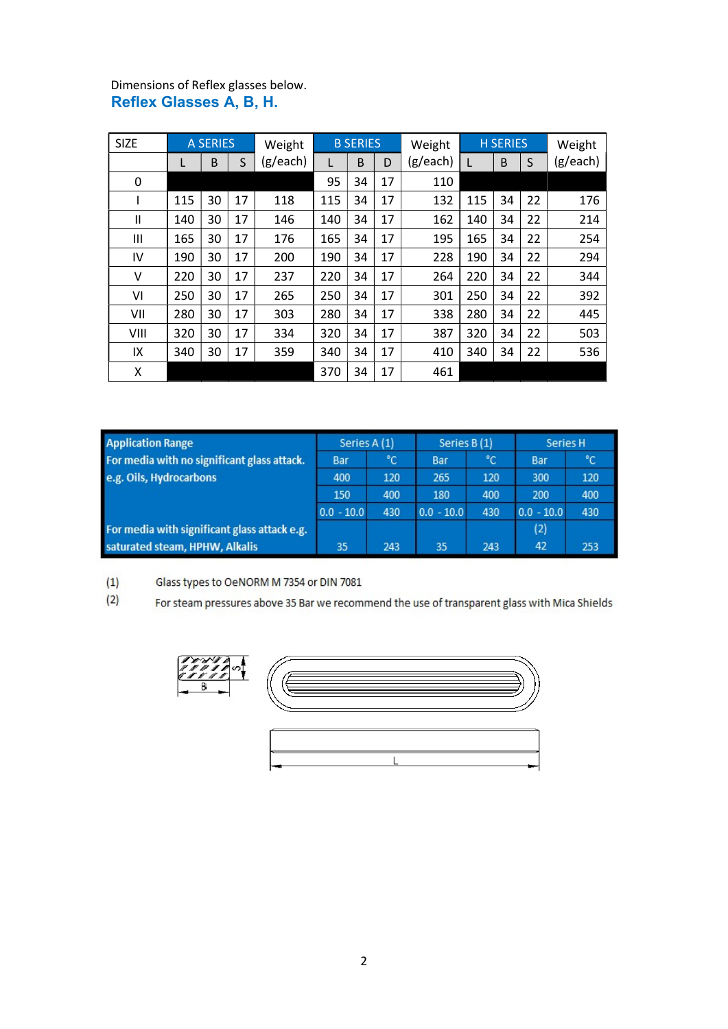Dimensions of Reflex glasses below.

## Reflex Glasses A, B, H.

| SIZE | A SERIES | | | Weight | B SERIES | | | Weight | H SERIES | | | Weight |
|---|---|---|---|---|---|---|---|---|---|---|---|---|
| | L | B | S | (g/each) | L | B | D | (g/each) | L | B | S | (g/each) |
| 0 | | | | | 95 | 34 | 17 | 110 | | | | |
| I | 115 | 30 | 17 | 118 | 115 | 34 | 17 | 132 | 115 | 34 | 22 | 176 |
| II | 140 | 30 | 17 | 146 | 140 | 34 | 17 | 162 | 140 | 34 | 22 | 214 |
| III | 165 | 30 | 17 | 176 | 165 | 34 | 17 | 195 | 165 | 34 | 22 | 254 |
| IV | 190 | 30 | 17 | 200 | 190 | 34 | 17 | 228 | 190 | 34 | 22 | 294 |
| V | 220 | 30 | 17 | 237 | 220 | 34 | 17 | 264 | 220 | 34 | 22 | 344 |
| VI | 250 | 30 | 17 | 265 | 250 | 34 | 17 | 301 | 250 | 34 | 22 | 392 |
| VII | 280 | 30 | 17 | 303 | 280 | 34 | 17 | 338 | 280 | 34 | 22 | 445 |
| VIII | 320 | 30 | 17 | 334 | 320 | 34 | 17 | 387 | 320 | 34 | 22 | 503 |
| IX | 340 | 30 | 17 | 359 | 340 | 34 | 17 | 410 | 340 | 34 | 22 | 536 |
| X | | | | | 370 | 34 | 17 | 461 | | | | |

| Application Range | Series A (1) | | Series B (1) | | Series H | |
|---|---|---|---|---|---|---|
| | Bar | °C | Bar | °C | Bar | °C |
| For media with no significant glass attack. e.g. Oils, Hydrocarbons | 400 | 120 | 265 | 120 | 300 | 120 |
| | 150 | 400 | 180 | 400 | 200 | 400 |
| | 0.0 - 10.0 | 430 | 0.0 - 10.0 | 430 | 0.0 - 10.0 | 430 |
| For media with significant glass attack e.g. saturated steam, HPHW, Alkalis | 35 | 243 | 35 | 243 | (2) 42 | 253 |

(1) Glass types to OeNORM M 7354 or DIN 7081

(2) For steam pressures above 35 Bar we recommend the use of transparent glass with Mica Shields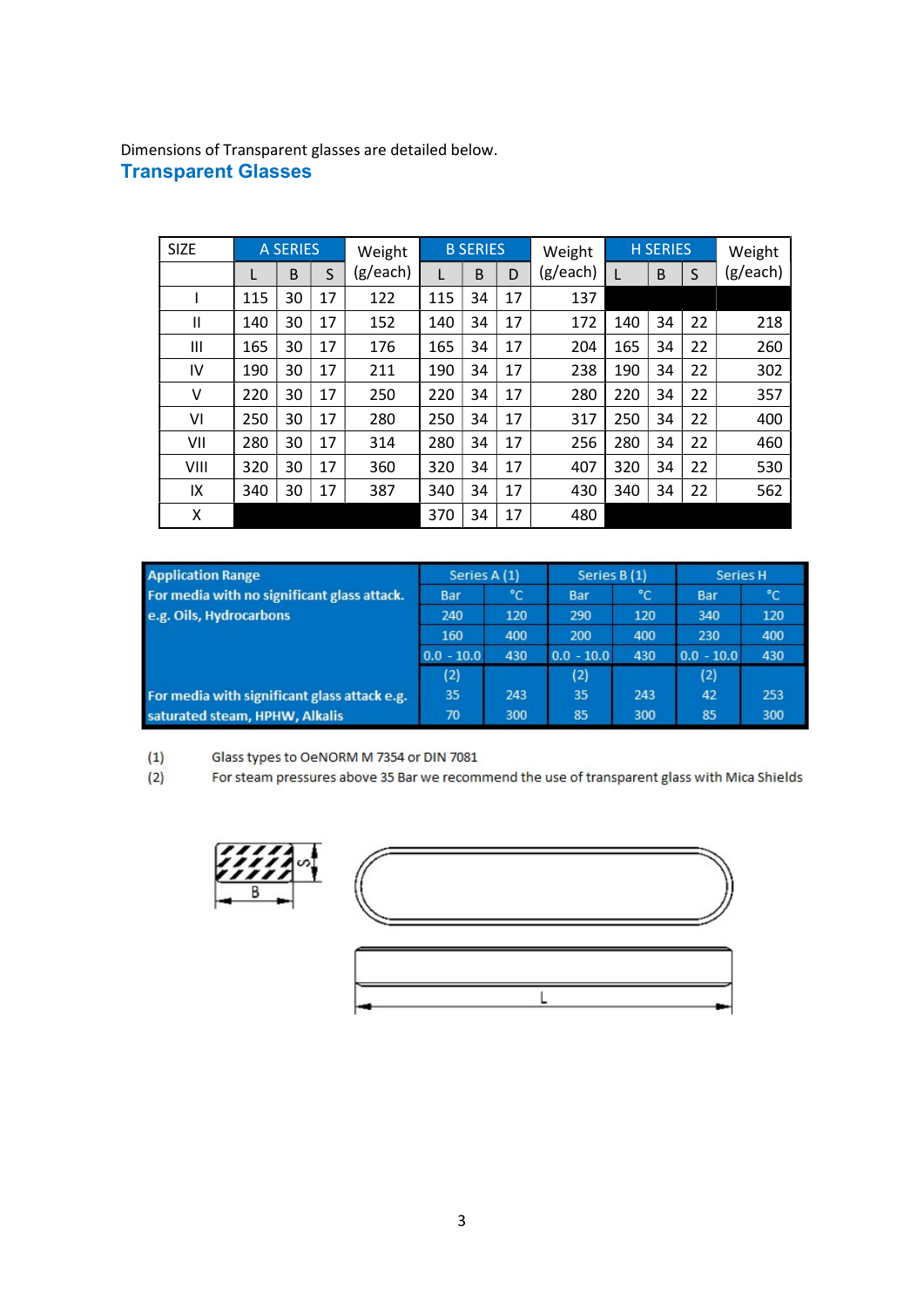Dimensions of Transparent glasses are detailed below.

## Transparent Glasses

| SIZE | A SERIES | | | Weight (g/each) | B SERIES | | | Weight (g/each) | H SERIES | | | Weight (g/each) |
|---|---|---|---|---|---|---|---|---|---|---|---|---|
| | L | B | S | | L | B | D | | L | B | S | |
| I | 115 | 30 | 17 | 122 | 115 | 34 | 17 | 137 | | | | |
| II | 140 | 30 | 17 | 152 | 140 | 34 | 17 | 172 | 140 | 34 | 22 | 218 |
| III | 165 | 30 | 17 | 176 | 165 | 34 | 17 | 204 | 165 | 34 | 22 | 260 |
| IV | 190 | 30 | 17 | 211 | 190 | 34 | 17 | 238 | 190 | 34 | 22 | 302 |
| V | 220 | 30 | 17 | 250 | 220 | 34 | 17 | 280 | 220 | 34 | 22 | 357 |
| VI | 250 | 30 | 17 | 280 | 250 | 34 | 17 | 317 | 250 | 34 | 22 | 400 |
| VII | 280 | 30 | 17 | 314 | 280 | 34 | 17 | 256 | 280 | 34 | 22 | 460 |
| VIII | 320 | 30 | 17 | 360 | 320 | 34 | 17 | 407 | 320 | 34 | 22 | 530 |
| IX | 340 | 30 | 17 | 387 | 340 | 34 | 17 | 430 | 340 | 34 | 22 | 562 |
| X | | | | | 370 | 34 | 17 | 480 | | | | |

| Application Range | Series A (1) | | Series B (1) | | Series H | |
|---|---|---|---|---|---|---|
| For media with no significant glass attack. e.g. Oils, Hydrocarbons | Bar | °C | Bar | °C | Bar | °C |
| | 240 | 120 | 290 | 120 | 340 | 120 |
| | 160 | 400 | 200 | 400 | 230 | 400 |
| | 0.0 - 10.0 | 430 | 0.0 - 10.0 | 430 | 0.0 - 10.0 | 430 |
| | (2) | | (2) | | (2) | |
| For media with significant glass attack e.g. saturated steam, HPHW, Alkalis | 35 | 243 | 35 | 243 | 42 | 253 |
| | 70 | 300 | 85 | 300 | 85 | 300 |

(1) Glass types to OeNORM M 7354 or DIN 7081

(2) For steam pressures above 35 Bar we recommend the use of transparent glass with Mica Shields

S B L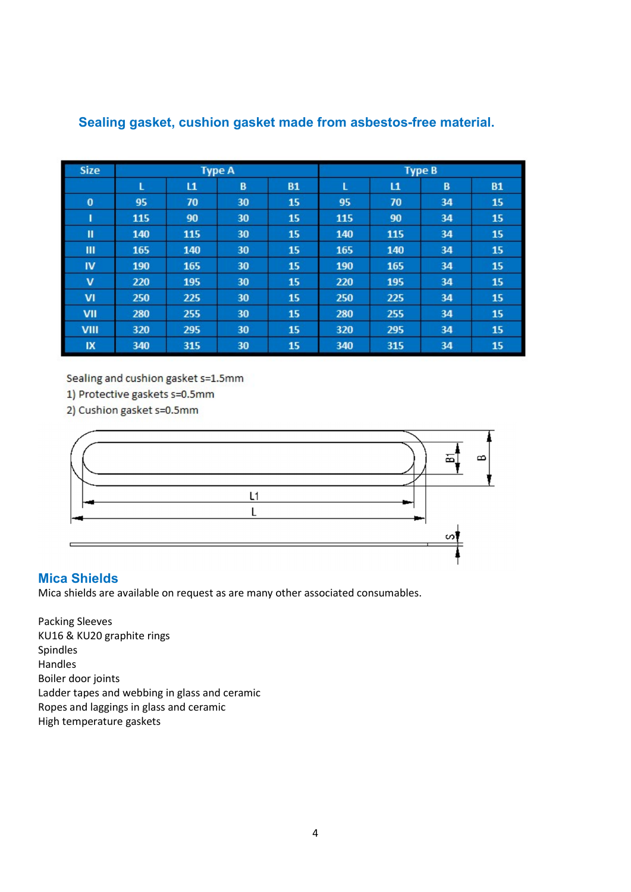## Sealing gasket, cushion gasket made from asbestos-free material.

| Size | Type A | | | | Type B | | | |
|---|---|---|---|---|---|---|---|---|
| | L | L1 | B | B1 | L | L1 | B | B1 |
| 0 | 95 | 70 | 30 | 15 | 95 | 70 | 34 | 15 |
| I | 115 | 90 | 30 | 15 | 115 | 90 | 34 | 15 |
| II | 140 | 115 | 30 | 15 | 140 | 115 | 34 | 15 |
| III | 165 | 140 | 30 | 15 | 165 | 140 | 34 | 15 |
| IV | 190 | 165 | 30 | 15 | 190 | 165 | 34 | 15 |
| V | 220 | 195 | 30 | 15 | 220 | 195 | 34 | 15 |
| VI | 250 | 225 | 30 | 15 | 250 | 225 | 34 | 15 |
| VII | 280 | 255 | 30 | 15 | 280 | 255 | 34 | 15 |
| VIII | 320 | 295 | 30 | 15 | 320 | 295 | 34 | 15 |
| IX | 340 | 315 | 30 | 15 | 340 | 315 | 34 | 15 |

Sealing and cushion gasket s=1.5mm

1) Protective gaskets s=0.5mm

2) Cushion gasket s=0.5mm

L1

L

B1

B

s

## Mica Shields

Mica shields are available on request as are many other associated consumables.

Packing Sleeves
KU16 & KU20 graphite rings
Spindles
Handles
Boiler door joints
Ladder tapes and webbing in glass and ceramic
Ropes and laggings in glass and ceramic
High temperature gaskets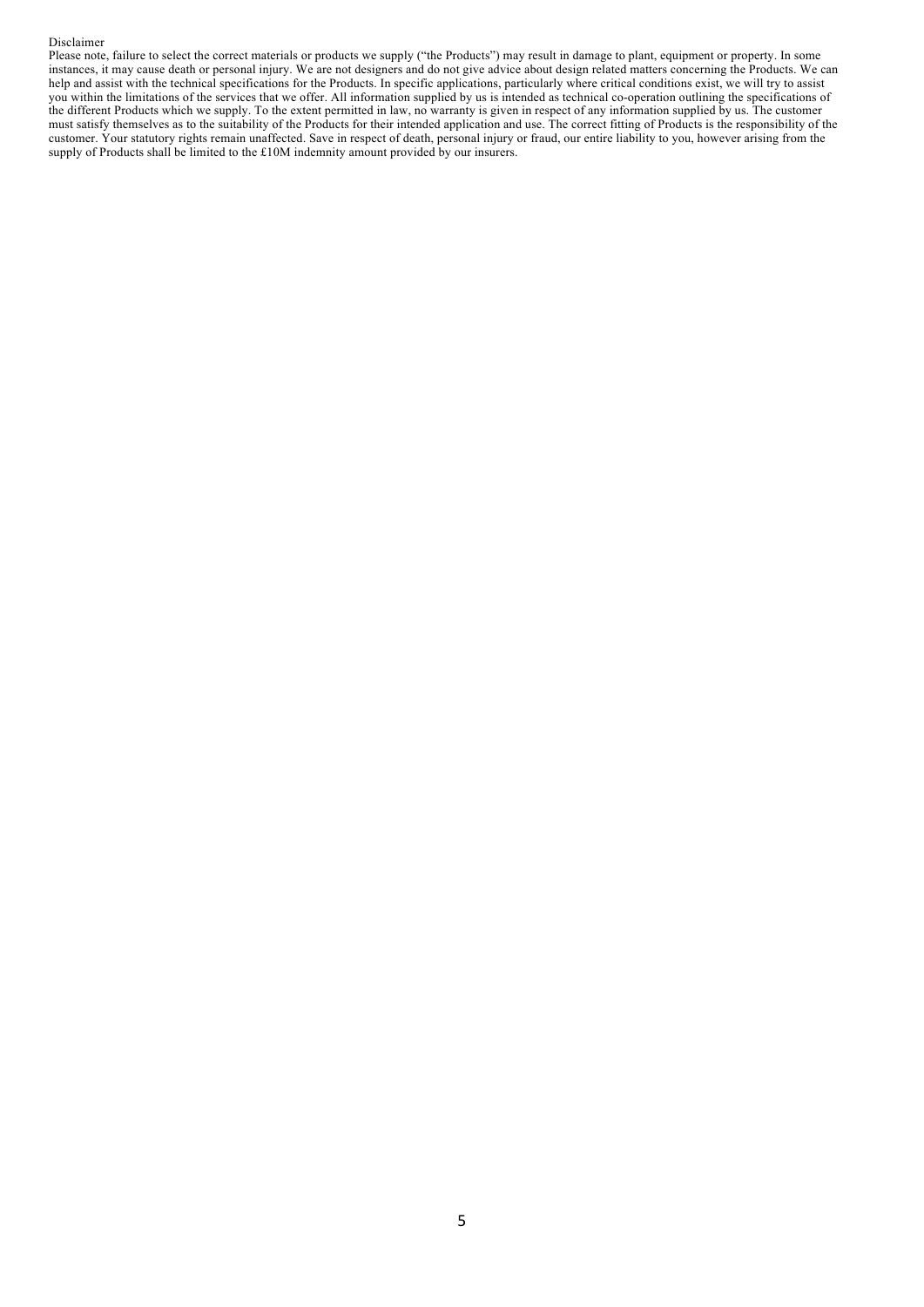Disclaimer

Please note, failure to select the correct materials or products we supply ("the Products") may result in damage to plant, equipment or property. In some instances, it may cause death or personal injury. We are not designers and do not give advice about design related matters concerning the Products. We can help and assist with the technical specifications for the Products. In specific applications, particularly where critical conditions exist, we will try to assist you within the limitations of the services that we offer. All information supplied by us is intended as technical co-operation outlining the specifications of the different Products which we supply. To the extent permitted in law, no warranty is given in respect of any information supplied by us. The customer must satisfy themselves as to the suitability of the Products for their intended application and use. The correct fitting of Products is the responsibility of the customer. Your statutory rights remain unaffected. Save in respect of death, personal injury or fraud, our entire liability to you, however arising from the supply of Products shall be limited to the £10M indemnity amount provided by our insurers.